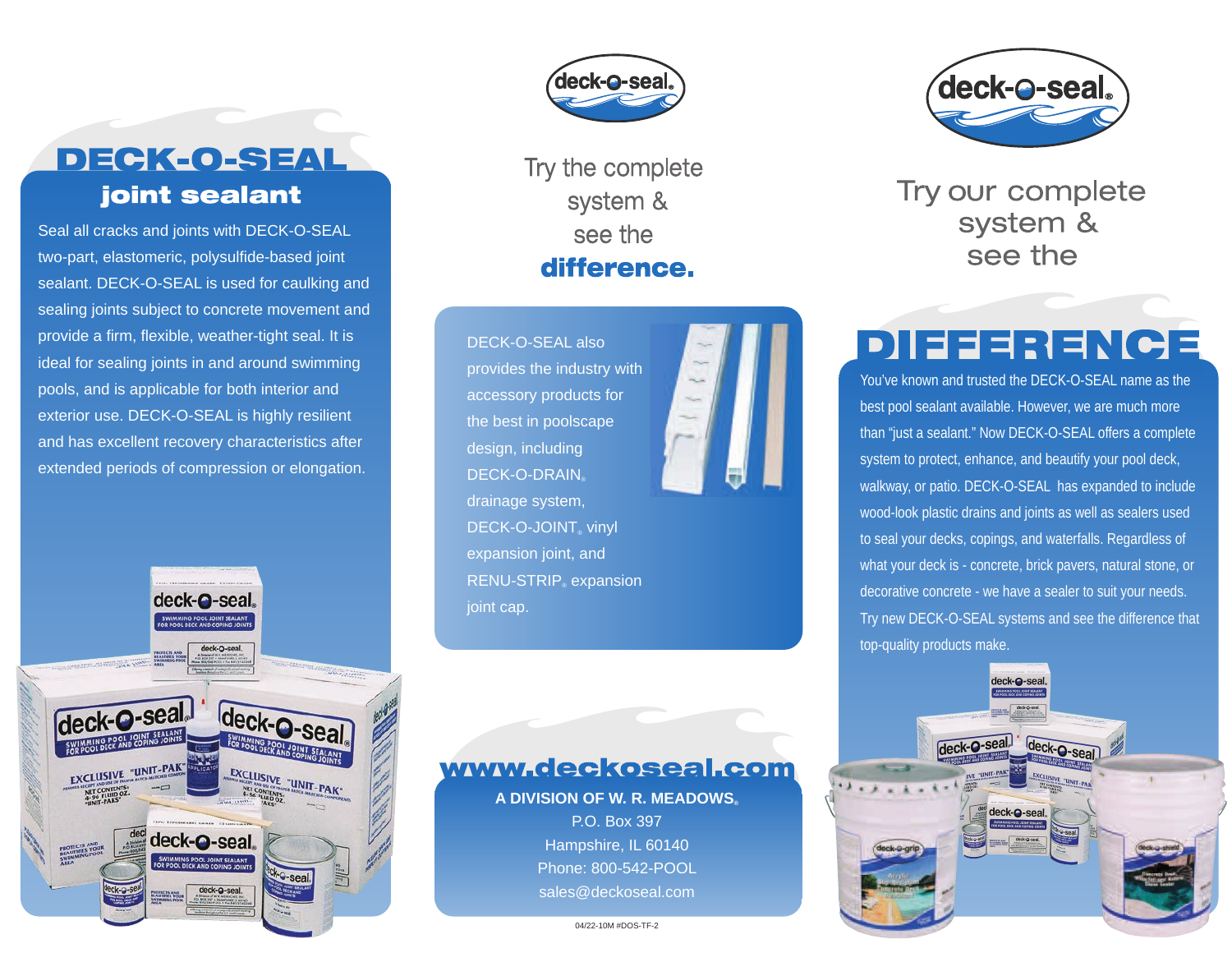# DECK-O-SEAL

## joint sealant

Seal all cracks and joints with DECK-O-SEAL two-part, elastomeric, polysulfide-based joint sealant. DECK-O-SEAL is used for caulking and sealing joints subject to concrete movement and provide a firm, flexible, weather-tight seal. It is ideal for sealing joints in and around swimming pools, and is applicable for both interior and exterior use. DECK-O-SEAL is highly resilient and has excellent recovery characteristics after extended periods of compression or elongation.

deck-o-seal®

Try the complete system & see the **difference.**

DECK-O-SEAL also provides the industry with accessory products for the best in poolscape design, including DECK-O-DRAIN® drainage system, DECK-O-JOINT® vinyl expansion joint, and RENU-STRIP® expansion joint cap.

## www.deckoseal.com

**A DIVISION OF W. R. MEADOWS®**
P.O. Box 397
Hampshire, IL 60140
Phone: 800-542-POOL
sales@deckoseal.com

04/22-10M #DOS-TF-2

deck-o-seal®

Try our complete system & see the

# DIFFERENCE

You've known and trusted the DECK-O-SEAL name as the best pool sealant available. However, we are much more than "just a sealant." Now DECK-O-SEAL offers a complete system to protect, enhance, and beautify your pool deck, walkway, or patio. DECK-O-SEAL has expanded to include wood-look plastic drains and joints as well as sealers used to seal your decks, copings, and waterfalls. Regardless of what your deck is - concrete, brick pavers, natural stone, or decorative concrete - we have a sealer to suit your needs. Try new DECK-O-SEAL systems and see the difference that top-quality products make.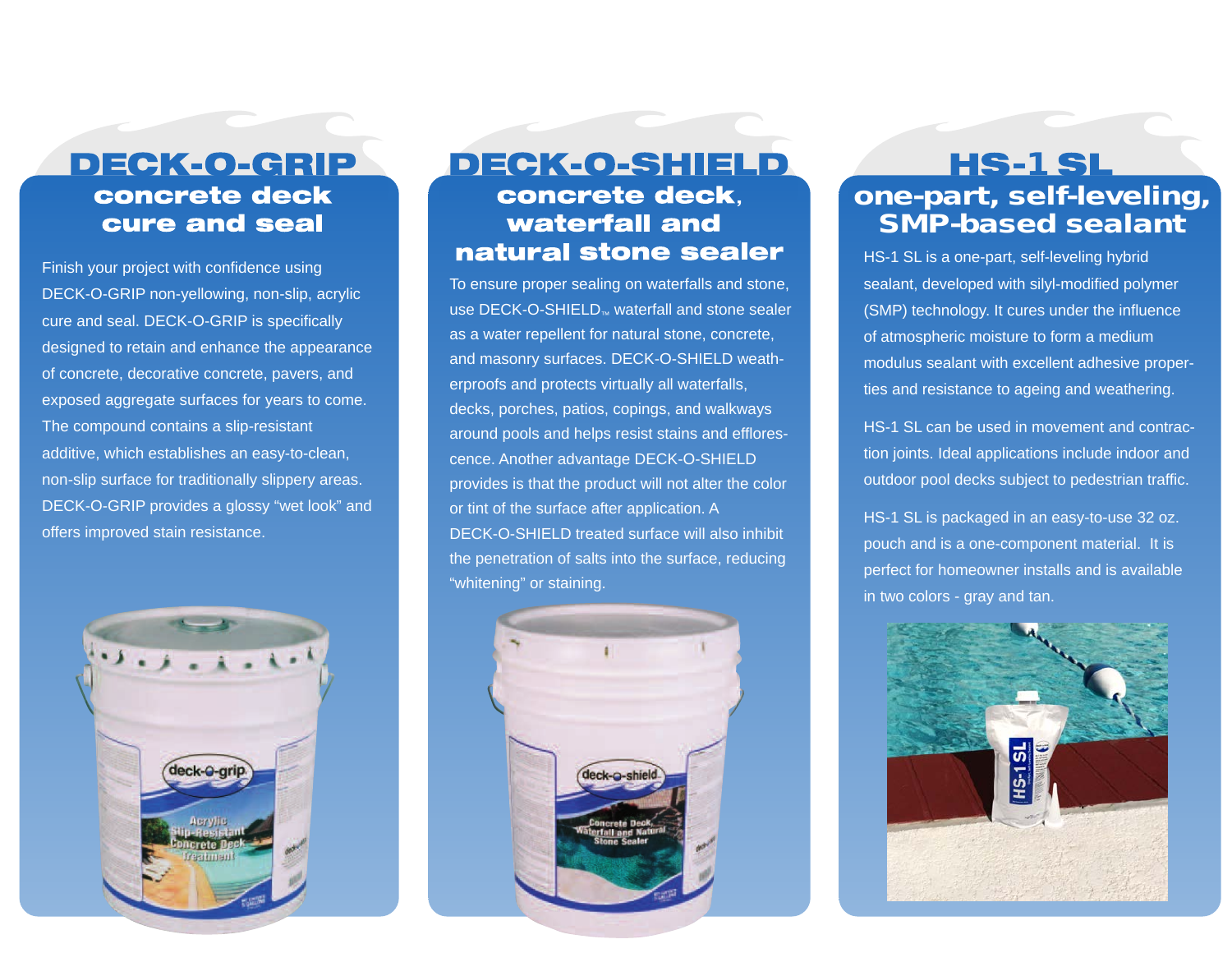# DECK-O-GRIP

## concrete deck cure and seal

Finish your project with confidence using DECK-O-GRIP non-yellowing, non-slip, acrylic cure and seal. DECK-O-GRIP is specifically designed to retain and enhance the appearance of concrete, decorative concrete, pavers, and exposed aggregate surfaces for years to come. The compound contains a slip-resistant additive, which establishes an easy-to-clean, non-slip surface for traditionally slippery areas. DECK-O-GRIP provides a glossy “wet look” and offers improved stain resistance.

# DECK-O-SHIELD

## concrete deck, waterfall and natural stone sealer

To ensure proper sealing on waterfalls and stone, use DECK-O-SHIELD™ waterfall and stone sealer as a water repellent for natural stone, concrete, and masonry surfaces. DECK-O-SHIELD weatherproofs and protects virtually all waterfalls, decks, porches, patios, copings, and walkways around pools and helps resist stains and efflorescence. Another advantage DECK-O-SHIELD provides is that the product will not alter the color or tint of the surface after application. A DECK-O-SHIELD treated surface will also inhibit the penetration of salts into the surface, reducing “whitening” or staining.

# HS-1 SL

## one-part, self-leveling, SMP-based sealant

HS-1 SL is a one-part, self-leveling hybrid sealant, developed with silyl-modified polymer (SMP) technology. It cures under the influence of atmospheric moisture to form a medium modulus sealant with excellent adhesive properties and resistance to ageing and weathering.

HS-1 SL can be used in movement and contraction joints. Ideal applications include indoor and outdoor pool decks subject to pedestrian traffic.

HS-1 SL is packaged in an easy-to-use 32 oz. pouch and is a one-component material. It is perfect for homeowner installs and is available in two colors - gray and tan.